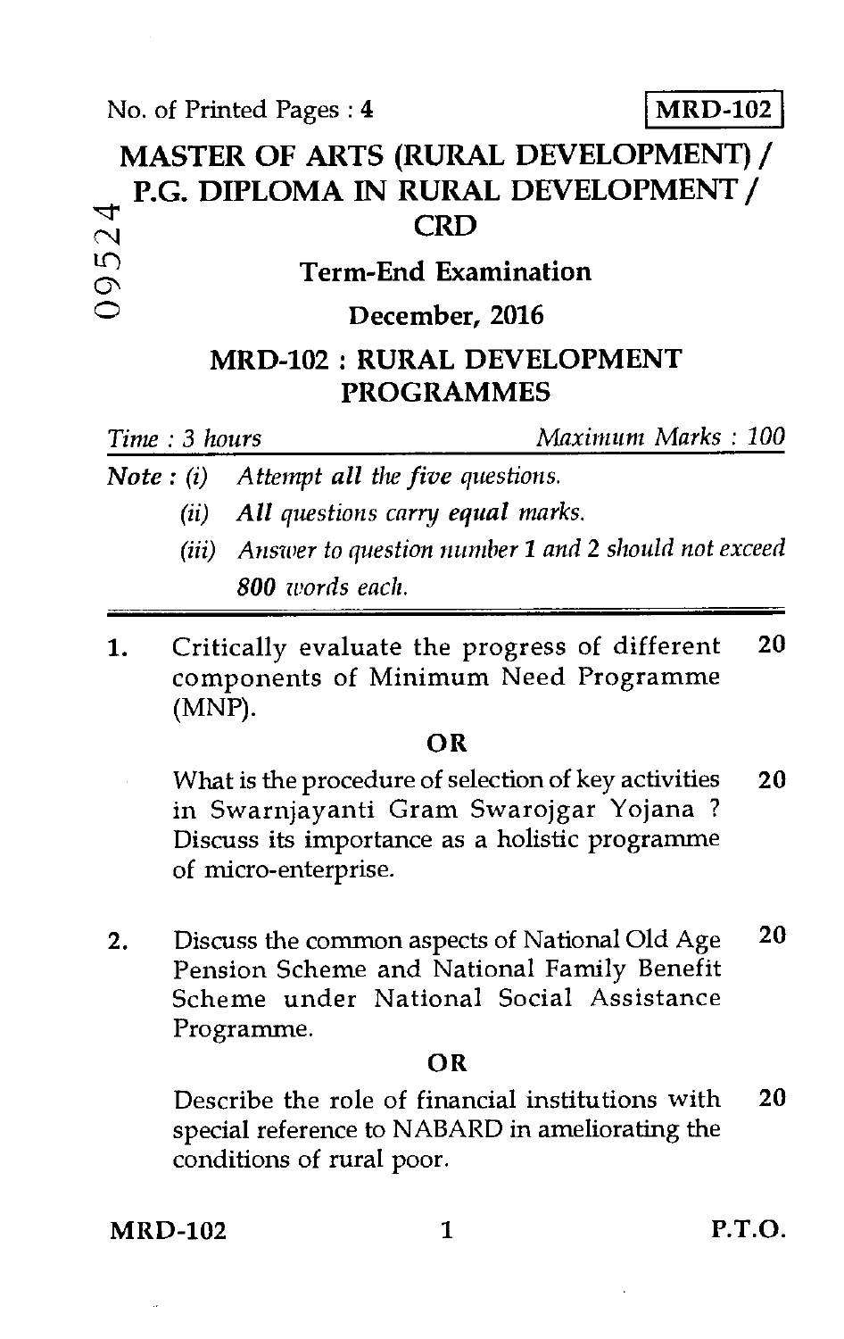No. of Printed Pages : 4

**MRD-102**

# MASTER OF ARTS (RURAL DEVELOPMENT) / P.G. DIPLOMA IN RURAL DEVELOPMENT / CRD

09524

## Term-End Examination

## December, 2016

## MRD-102 : RURAL DEVELOPMENT PROGRAMMES

*Time : 3 hours* *Maximum Marks : 100*

***Note :*** *(i) Attempt **all** the **five** questions.*

*(ii) **All** questions carry **equal** marks.*

*(iii) Answer to question number **1** and **2** should not exceed **800** words each.*

---

1. Critically evaluate the progress of different components of Minimum Need Programme (MNP). **20**

**OR**

What is the procedure of selection of key activities in Swarnjayanti Gram Swarojgar Yojana ? Discuss its importance as a holistic programme of micro-enterprise. **20**

2. Discuss the common aspects of National Old Age Pension Scheme and National Family Benefit Scheme under National Social Assistance Programme. **20**

**OR**

Describe the role of financial institutions with special reference to NABARD in ameliorating the conditions of rural poor. **20**

P.T.O.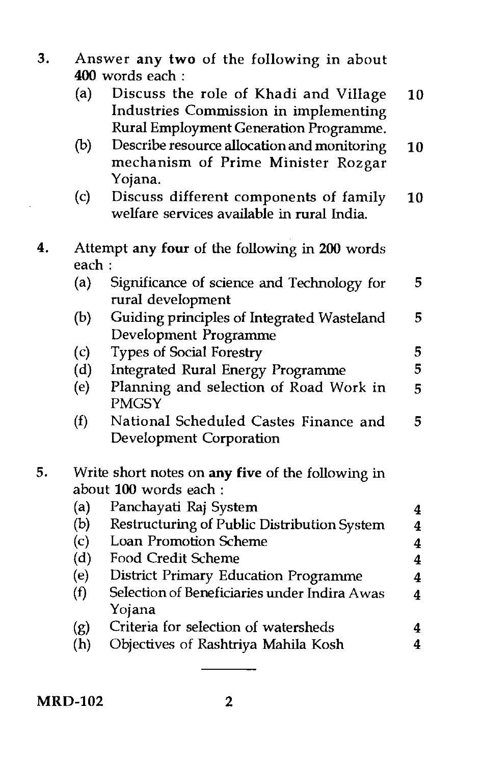3. Answer any **two** of the following in about **400** words each :

   (a) Discuss the role of Khadi and Village Industries Commission in implementing Rural Employment Generation Programme. 10

   (b) Describe resource allocation and monitoring mechanism of Prime Minister Rozgar Yojana. 10

   (c) Discuss different components of family welfare services available in rural India. 10

4. Attempt any **four** of the following in **200** words each :

   (a) Significance of science and Technology for rural development 5

   (b) Guiding principles of Integrated Wasteland Development Programme 5

   (c) Types of Social Forestry 5

   (d) Integrated Rural Energy Programme 5

   (e) Planning and selection of Road Work in PMGSY 5

   (f) National Scheduled Castes Finance and Development Corporation 5

5. Write short notes on **any five** of the following in about **100** words each :

   (a) Panchayati Raj System 4

   (b) Restructuring of Public Distribution System 4

   (c) Loan Promotion Scheme 4

   (d) Food Credit Scheme 4

   (e) District Primary Education Programme 4

   (f) Selection of Beneficiaries under Indira Awas Yojana 4

   (g) Criteria for selection of watersheds 4

   (h) Objectives of Rashtriya Mahila Kosh 4

---

MRD-102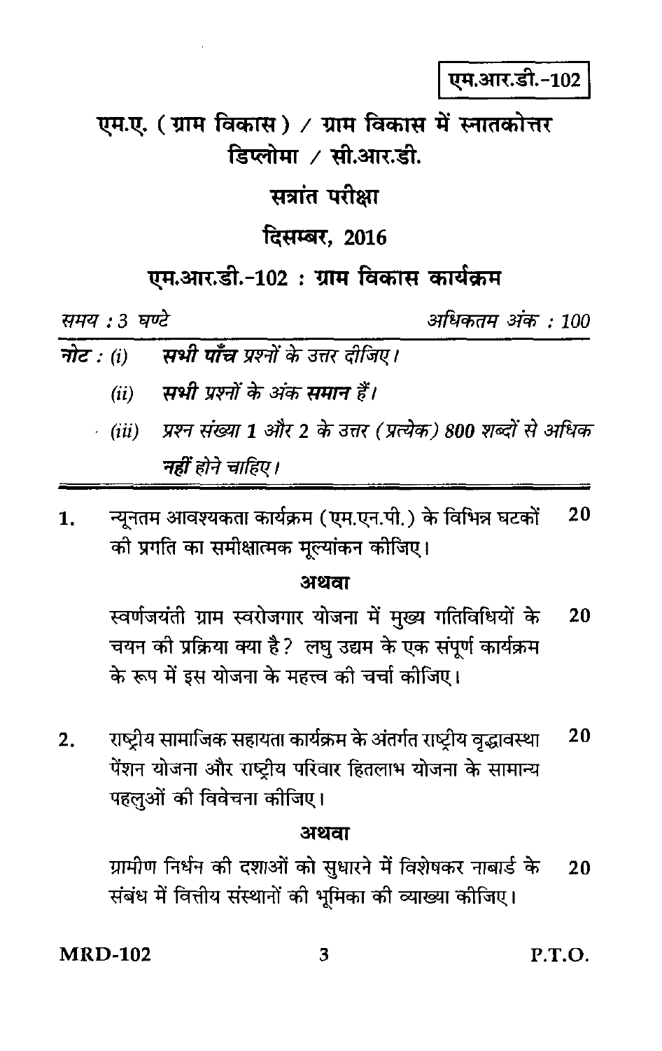एम.आर.डी.-102

# एम.ए. ( ग्राम विकास ) / ग्राम विकास में स्नातकोत्तर डिप्लोमा / सी.आर.डी.

## सत्रांत परीक्षा

## दिसम्बर, 2016

## एम.आर.डी.-102 : ग्राम विकास कार्यक्रम

*समय : 3 घण्टे* *अधिकतम अंक : 100*

**नोट :** *(i)* ***सभी पाँच*** *प्रश्नों के उत्तर दीजिए।*

*(ii)* ***सभी*** *प्रश्नों के अंक* ***समान*** *हैं।*

*(iii)* *प्रश्न संख्या 1 और 2 के उत्तर (प्रत्येक) 800 शब्दों से अधिक* ***नहीं*** *होने चाहिए।*

---

1. न्यूनतम आवश्यकता कार्यक्रम (एम.एन.पी.) के विभिन्न घटकों की प्रगति का समीक्षात्मक मूल्यांकन कीजिए। **20**

   **अथवा**

   स्वर्णजयंती ग्राम स्वरोजगार योजना में मुख्य गतिविधियों के चयन की प्रक्रिया क्या है? लघु उद्यम के एक संपूर्ण कार्यक्रम के रूप में इस योजना के महत्त्व की चर्चा कीजिए। **20**

2. राष्ट्रीय सामाजिक सहायता कार्यक्रम के अंतर्गत राष्ट्रीय वृद्धावस्था पेंशन योजना और राष्ट्रीय परिवार हितलाभ योजना के सामान्य पहलुओं की विवेचना कीजिए। **20**

   **अथवा**

   ग्रामीण निर्धन की दशाओं को सुधारने में विशेषकर नाबार्ड के संबंध में वित्तीय संस्थानों की भूमिका की व्याख्या कीजिए। **20**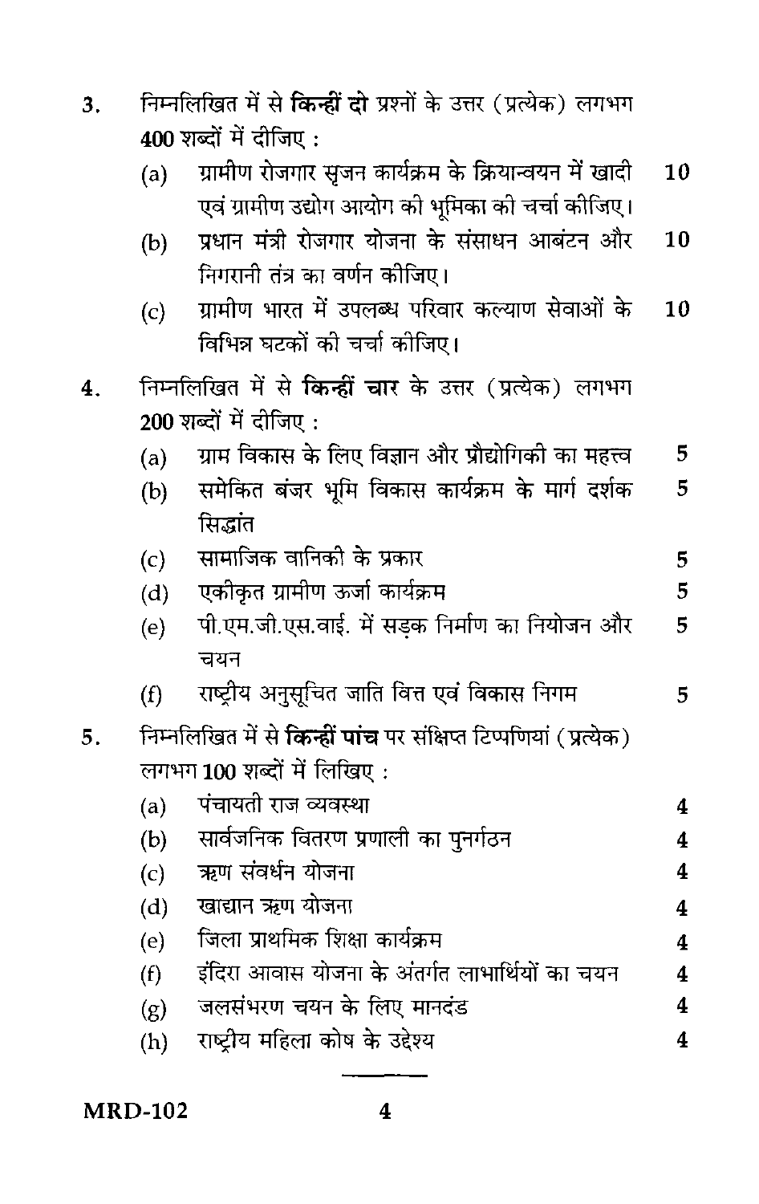3. निम्नलिखित में से **किन्हीं दो** प्रश्नों के उत्तर (प्रत्येक) लगभग **400** शब्दों में दीजिए :

   (a) ग्रामीण रोजगार सृजन कार्यक्रम के क्रियान्वयन में खादी एवं ग्रामीण उद्योग आयोग की भूमिका की चर्चा कीजिए। **10**

   (b) प्रधान मंत्री रोजगार योजना के संसाधन आबंटन और निगरानी तंत्र का वर्णन कीजिए। **10**

   (c) ग्रामीण भारत में उपलब्ध परिवार कल्याण सेवाओं के विभिन्न घटकों की चर्चा कीजिए। **10**

4. निम्नलिखित में से **किन्हीं चार** के उत्तर (प्रत्येक) लगभग **200** शब्दों में दीजिए :

   (a) ग्राम विकास के लिए विज्ञान और प्रौद्योगिकी का महत्त्व **5**

   (b) समेकित बंजर भूमि विकास कार्यक्रम के मार्ग दर्शक सिद्धांत **5**

   (c) सामाजिक वानिकी के प्रकार **5**

   (d) एकीकृत ग्रामीण ऊर्जा कार्यक्रम **5**

   (e) पी.एम.जी.एस.वाई. में सड़क निर्माण का नियोजन और चयन **5**

   (f) राष्ट्रीय अनुसूचित जाति वित्त एवं विकास निगम **5**

5. निम्नलिखित में से **किन्हीं पांच** पर संक्षिप्त टिप्पणियां (प्रत्येक) लगभग **100** शब्दों में लिखिए :

   (a) पंचायती राज व्यवस्था **4**

   (b) सार्वजनिक वितरण प्रणाली का पुनर्गठन **4**

   (c) ऋण संवर्धन योजना **4**

   (d) खाद्यान्न ऋण योजना **4**

   (e) जिला प्राथमिक शिक्षा कार्यक्रम **4**

   (f) इंदिरा आवास योजना के अंतर्गत लाभार्थियों का चयन **4**

   (g) जलसंभरण चयन के लिए मानदंड **4**

   (h) राष्ट्रीय महिला कोष के उद्देश्य **4**

---

**MRD-102**